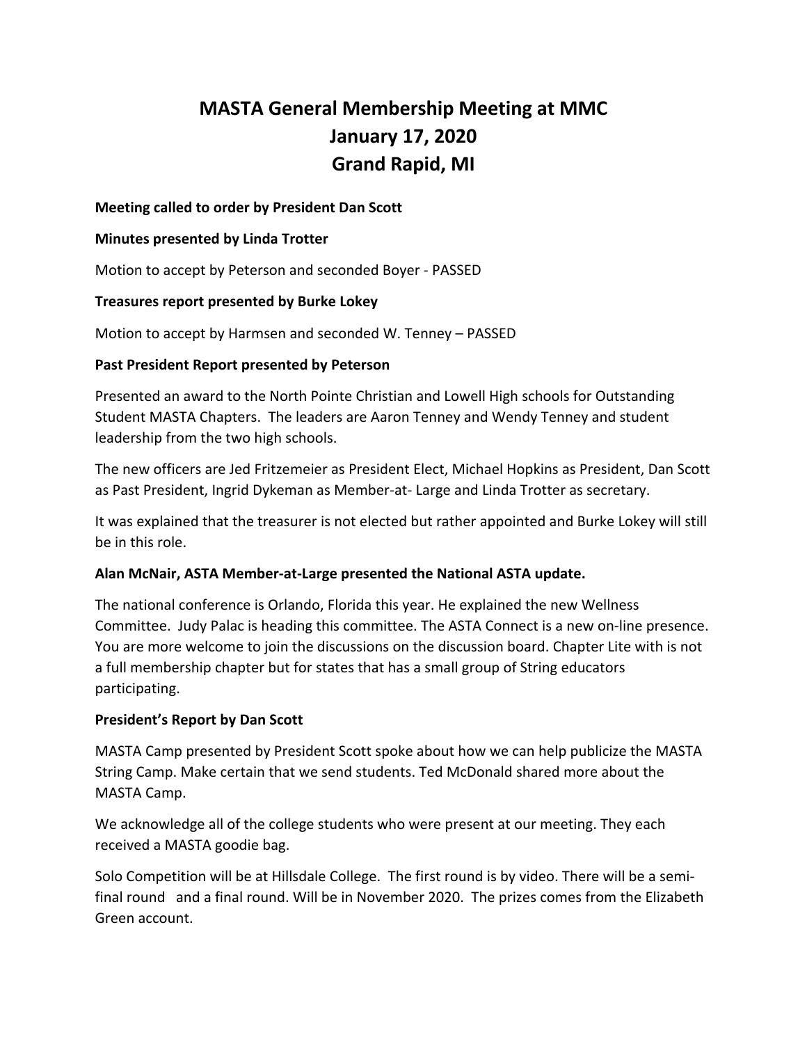# MASTA General Membership Meeting at MMC
# January 17, 2020
# Grand Rapid, MI

**Meeting called to order by President Dan Scott**

**Minutes presented by Linda Trotter**

Motion to accept by Peterson and seconded Boyer - PASSED

**Treasures report presented by Burke Lokey**

Motion to accept by Harmsen and seconded W. Tenney – PASSED

**Past President Report presented by Peterson**

Presented an award to the North Pointe Christian and Lowell High schools for Outstanding Student MASTA Chapters. The leaders are Aaron Tenney and Wendy Tenney and student leadership from the two high schools.

The new officers are Jed Fritzemeier as President Elect, Michael Hopkins as President, Dan Scott as Past President, Ingrid Dykeman as Member-at- Large and Linda Trotter as secretary.

It was explained that the treasurer is not elected but rather appointed and Burke Lokey will still be in this role.

**Alan McNair, ASTA Member-at-Large presented the National ASTA update.**

The national conference is Orlando, Florida this year. He explained the new Wellness Committee. Judy Palac is heading this committee. The ASTA Connect is a new on-line presence. You are more welcome to join the discussions on the discussion board. Chapter Lite with is not a full membership chapter but for states that has a small group of String educators participating.

**President's Report by Dan Scott**

MASTA Camp presented by President Scott spoke about how we can help publicize the MASTA String Camp. Make certain that we send students. Ted McDonald shared more about the MASTA Camp.

We acknowledge all of the college students who were present at our meeting. They each received a MASTA goodie bag.

Solo Competition will be at Hillsdale College. The first round is by video. There will be a semi-final round and a final round. Will be in November 2020. The prizes comes from the Elizabeth Green account.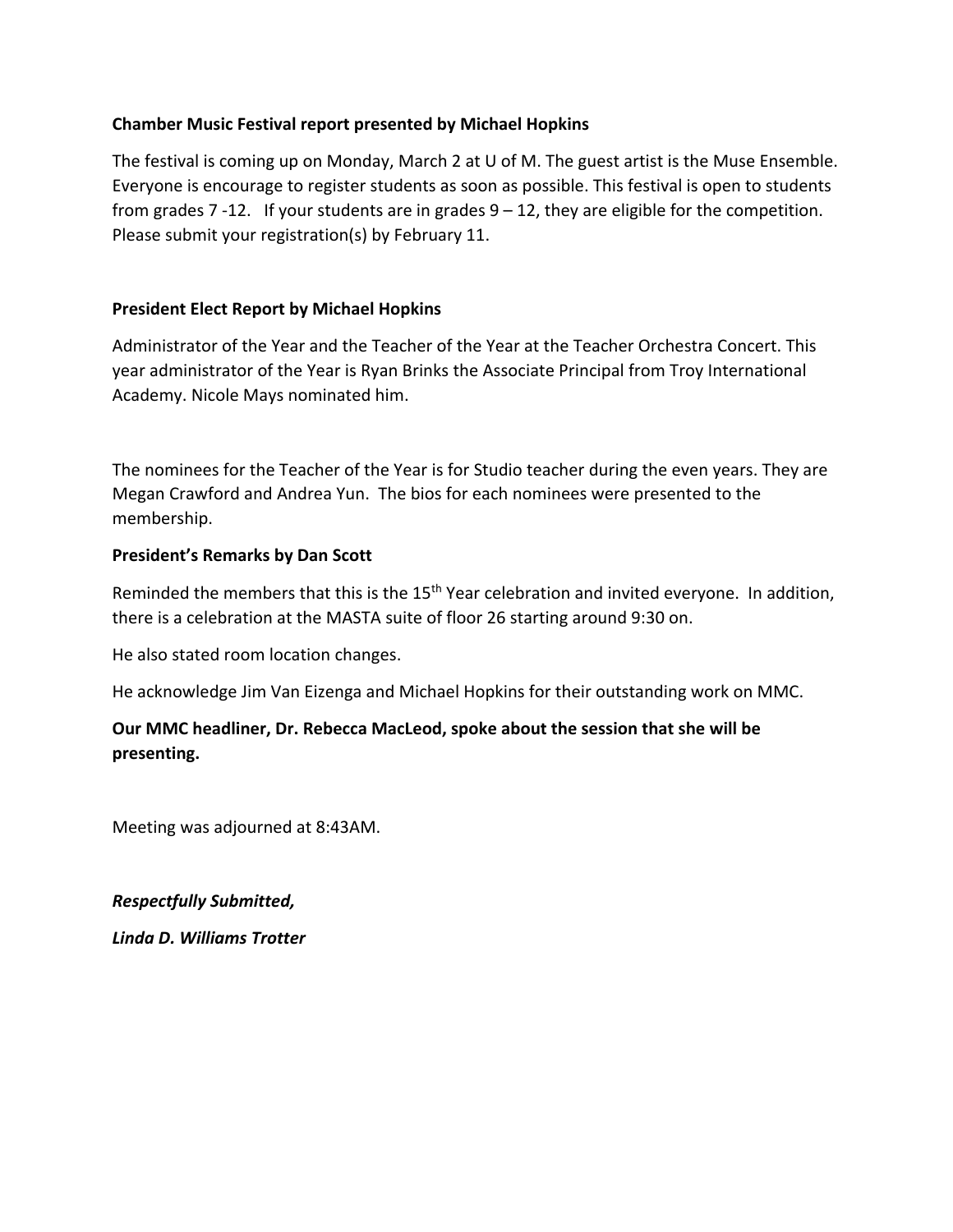**Chamber Music Festival report presented by Michael Hopkins**

The festival is coming up on Monday, March 2 at U of M. The guest artist is the Muse Ensemble. Everyone is encourage to register students as soon as possible. This festival is open to students from grades 7 -12. If your students are in grades 9 – 12, they are eligible for the competition. Please submit your registration(s) by February 11.

**President Elect Report by Michael Hopkins**

Administrator of the Year and the Teacher of the Year at the Teacher Orchestra Concert. This year administrator of the Year is Ryan Brinks the Associate Principal from Troy International Academy. Nicole Mays nominated him.

The nominees for the Teacher of the Year is for Studio teacher during the even years. They are Megan Crawford and Andrea Yun. The bios for each nominees were presented to the membership.

**President's Remarks by Dan Scott**

Reminded the members that this is the 15th Year celebration and invited everyone. In addition, there is a celebration at the MASTA suite of floor 26 starting around 9:30 on.

He also stated room location changes.

He acknowledge Jim Van Eizenga and Michael Hopkins for their outstanding work on MMC.

**Our MMC headliner, Dr. Rebecca MacLeod, spoke about the session that she will be presenting.**

Meeting was adjourned at 8:43AM.

***Respectfully Submitted,***

***Linda D. Williams Trotter***